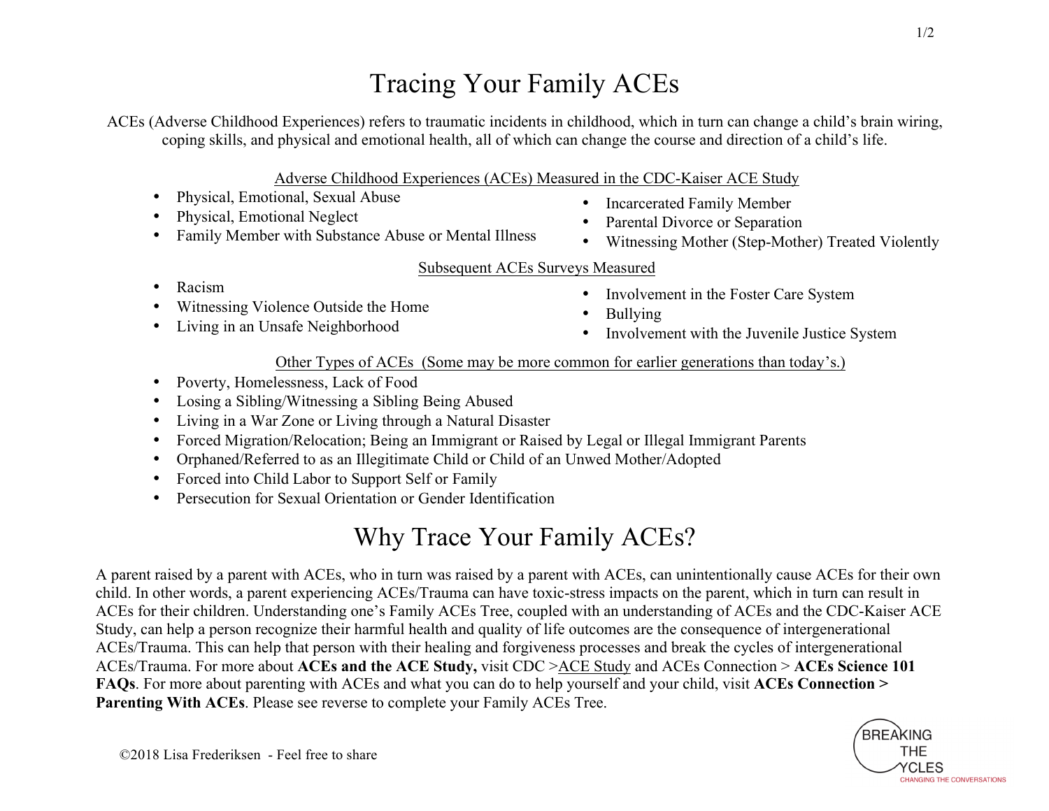# Tracing Your Family ACEs

ACEs (Adverse Childhood Experiences) refers to traumatic incidents in childhood, which in turn can change a child's brain wiring, coping skills, and physical and emotional health, all of which can change the course and direction of a child's life.

<u>Adverse Childhood Experiences (ACEs) Measured in the CDC-Kaiser ACE Study</u>

- Physical, Emotional, Sexual Abuse
- Physical, Emotional Neglect
- Family Member with Substance Abuse or Mental Illness
- Incarcerated Family Member
- Parental Divorce or Separation
- Witnessing Mother (Step-Mother) Treated Violently

<u>Subsequent ACEs Surveys Measured</u>

- Racism
- Witnessing Violence Outside the Home
- Living in an Unsafe Neighborhood
- Involvement in the Foster Care System
- Bullying
- Involvement with the Juvenile Justice System

<u>Other Types of ACEs (Some may be more common for earlier generations than today's.)</u>

- Poverty, Homelessness, Lack of Food
- Losing a Sibling/Witnessing a Sibling Being Abused
- Living in a War Zone or Living through a Natural Disaster
- Forced Migration/Relocation; Being an Immigrant or Raised by Legal or Illegal Immigrant Parents
- Orphaned/Referred to as an Illegitimate Child or Child of an Unwed Mother/Adopted
- Forced into Child Labor to Support Self or Family
- Persecution for Sexual Orientation or Gender Identification

# Why Trace Your Family ACEs?

A parent raised by a parent with ACEs, who in turn was raised by a parent with ACEs, can unintentionally cause ACEs for their own child. In other words, a parent experiencing ACEs/Trauma can have toxic-stress impacts on the parent, which in turn can result in ACEs for their children. Understanding one's Family ACEs Tree, coupled with an understanding of ACEs and the CDC-Kaiser ACE Study, can help a person recognize their harmful health and quality of life outcomes are the consequence of intergenerational ACEs/Trauma. This can help that person with their healing and forgiveness processes and break the cycles of intergenerational ACEs/Trauma. For more about **ACEs and the ACE Study,** visit CDC ><u>ACE Study</u> and ACEs Connection > **ACEs Science 101 FAQs**. For more about parenting with ACEs and what you can do to help yourself and your child, visit **ACEs Connection > Parenting With ACEs**. Please see reverse to complete your Family ACEs Tree.

©2018 Lisa Frederiksen - Feel free to share

BREAKING THE CYCLES
CHANGING THE CONVERSATIONS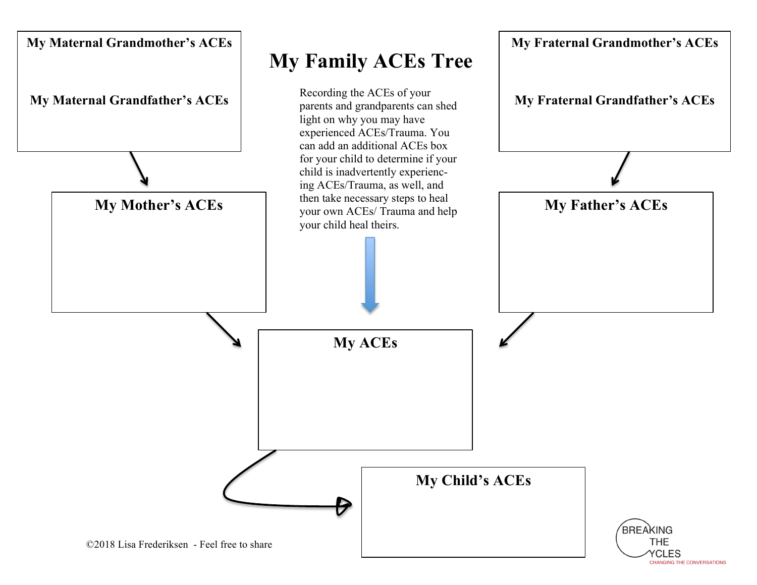# My Family ACEs Tree

Recording the ACEs of your parents and grandparents can shed light on why you may have experienced ACEs/Trauma. You can add an additional ACEs box for your child to determine if your child is inadvertently experiencing ACEs/Trauma, as well, and then take necessary steps to heal your own ACEs/ Trauma and help your child heal theirs.

**My Maternal Grandmother's ACEs**

**My Maternal Grandfather's ACEs**

**My Fraternal Grandmother's ACEs**

**My Fraternal Grandfather's ACEs**

**My Mother's ACEs**

**My Father's ACEs**

**My ACEs**

**My Child's ACEs**

©2018 Lisa Frederiksen - Feel free to share

BREAKING THE CYCLES

CHANGING THE CONVERSATIONS